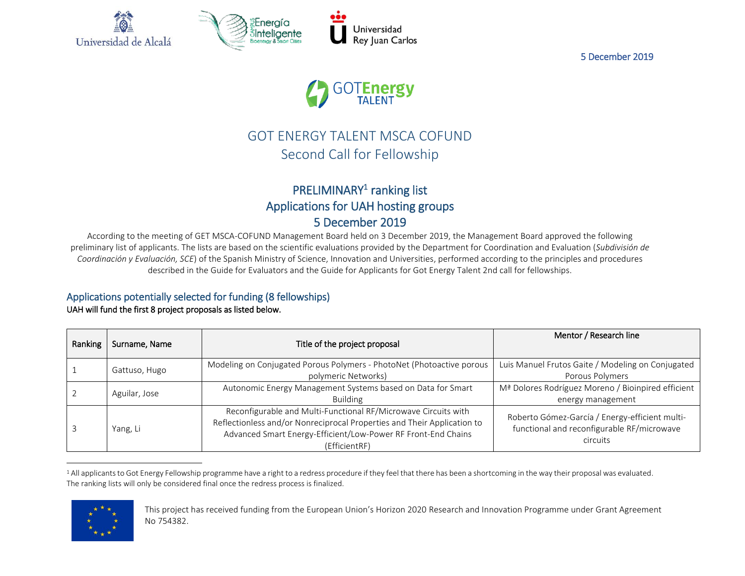5 December 2019

# GOT ENERGY TALENT MSCA COFUND
## Second Call for Fellowship

## PRELIMINARY[1] ranking list
## Applications for UAH hosting groups
## 5 December 2019

According to the meeting of GET MSCA-COFUND Management Board held on 3 December 2019, the Management Board approved the following preliminary list of applicants. The lists are based on the scientific evaluations provided by the Department for Coordination and Evaluation (*Subdivisión de Coordinación y Evaluación, SCE*) of the Spanish Ministry of Science, Innovation and Universities, performed according to the principles and procedures described in the Guide for Evaluators and the Guide for Applicants for Got Energy Talent 2nd call for fellowships.

### Applications potentially selected for funding (8 fellowships)

**UAH will fund the first 8 project proposals as listed below.**

| Ranking | Surname, Name | Title of the project proposal | Mentor / Research line |
|---|---|---|---|
| 1 | Gattuso, Hugo | Modeling on Conjugated Porous Polymers - PhotoNet (Photoactive porous polymeric Networks) | Luis Manuel Frutos Gaite / Modeling on Conjugated Porous Polymers |
| 2 | Aguilar, Jose | Autonomic Energy Management Systems based on Data for Smart Building | Mª Dolores Rodríguez Moreno / Bioinpired efficient energy management |
| 3 | Yang, Li | Reconfigurable and Multi-Functional RF/Microwave Circuits with Reflectionless and/or Nonreciprocal Properties and Their Application to Advanced Smart Energy-Efficient/Low-Power RF Front-End Chains (EfficientRF) | Roberto Gómez-García / Energy-efficient multi-functional and reconfigurable RF/microwave circuits |

[1] All applicants to Got Energy Fellowship programme have a right to a redress procedure if they feel that there has been a shortcoming in the way their proposal was evaluated. The ranking lists will only be considered final once the redress process is finalized.

This project has received funding from the European Union's Horizon 2020 Research and Innovation Programme under Grant Agreement No 754382.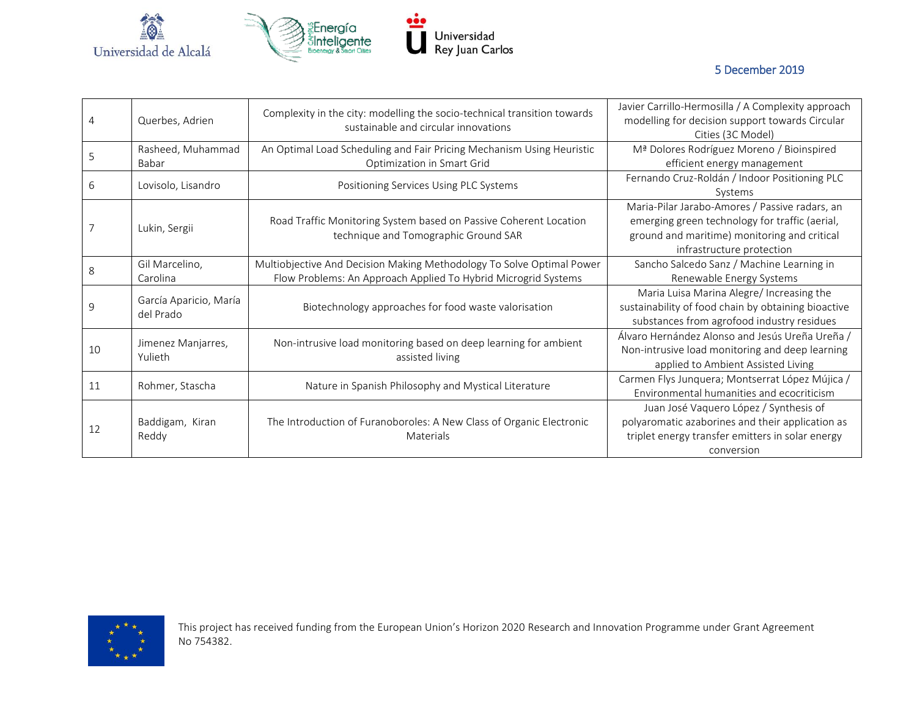5 December 2019

| 4 | Querbes, Adrien | Complexity in the city: modelling the socio-technical transition towards sustainable and circular innovations | Javier Carrillo-Hermosilla / A Complexity approach modelling for decision support towards Circular Cities (3C Model) |
|---|---|---|---|
| 5 | Rasheed, Muhammad Babar | An Optimal Load Scheduling and Fair Pricing Mechanism Using Heuristic Optimization in Smart Grid | Mª Dolores Rodríguez Moreno / Bioinspired efficient energy management |
| 6 | Lovisolo, Lisandro | Positioning Services Using PLC Systems | Fernando Cruz-Roldán / Indoor Positioning PLC Systems |
| 7 | Lukin, Sergii | Road Traffic Monitoring System based on Passive Coherent Location technique and Tomographic Ground SAR | Maria-Pilar Jarabo-Amores / Passive radars, an emerging green technology for traffic (aerial, ground and maritime) monitoring and critical infrastructure protection |
| 8 | Gil Marcelino, Carolina | Multiobjective And Decision Making Methodology To Solve Optimal Power Flow Problems: An Approach Applied To Hybrid Microgrid Systems | Sancho Salcedo Sanz / Machine Learning in Renewable Energy Systems |
| 9 | García Aparicio, María del Prado | Biotechnology approaches for food waste valorisation | Maria Luisa Marina Alegre/ Increasing the sustainability of food chain by obtaining bioactive substances from agrofood industry residues |
| 10 | Jimenez Manjarres, Yulieth | Non-intrusive load monitoring based on deep learning for ambient assisted living | Álvaro Hernández Alonso and Jesús Ureña Ureña / Non-intrusive load monitoring and deep learning applied to Ambient Assisted Living |
| 11 | Rohmer, Stascha | Nature in Spanish Philosophy and Mystical Literature | Carmen Flys Junquera; Montserrat López Mújica / Environmental humanities and ecocriticism |
| 12 | Baddigam, Kiran Reddy | The Introduction of Furanoboroles: A New Class of Organic Electronic Materials | Juan José Vaquero López / Synthesis of polyaromatic azaborines and their application as triplet energy transfer emitters in solar energy conversion |

This project has received funding from the European Union's Horizon 2020 Research and Innovation Programme under Grant Agreement No 754382.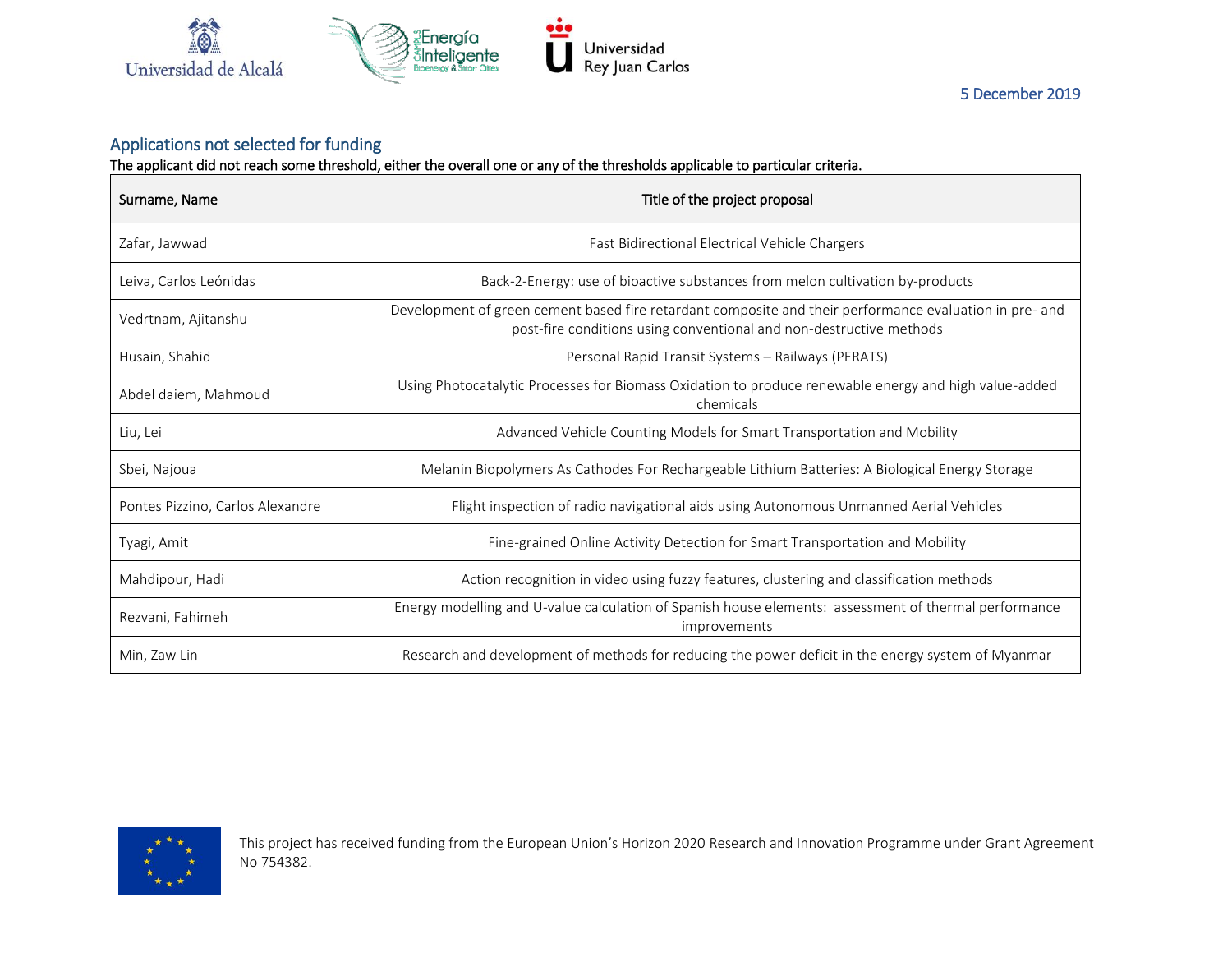5 December 2019

## Applications not selected for funding

**The applicant did not reach some threshold, either the overall one or any of the thresholds applicable to particular criteria.**

| Surname, Name | Title of the project proposal |
|---|---|
| Zafar, Jawwad | Fast Bidirectional Electrical Vehicle Chargers |
| Leiva, Carlos Leónidas | Back-2-Energy: use of bioactive substances from melon cultivation by-products |
| Vedrtnam, Ajitanshu | Development of green cement based fire retardant composite and their performance evaluation in pre- and post-fire conditions using conventional and non-destructive methods |
| Husain, Shahid | Personal Rapid Transit Systems – Railways (PERATS) |
| Abdel daiem, Mahmoud | Using Photocatalytic Processes for Biomass Oxidation to produce renewable energy and high value-added chemicals |
| Liu, Lei | Advanced Vehicle Counting Models for Smart Transportation and Mobility |
| Sbei, Najoua | Melanin Biopolymers As Cathodes For Rechargeable Lithium Batteries: A Biological Energy Storage |
| Pontes Pizzino, Carlos Alexandre | Flight inspection of radio navigational aids using Autonomous Unmanned Aerial Vehicles |
| Tyagi, Amit | Fine-grained Online Activity Detection for Smart Transportation and Mobility |
| Mahdipour, Hadi | Action recognition in video using fuzzy features, clustering and classification methods |
| Rezvani, Fahimeh | Energy modelling and U-value calculation of Spanish house elements: assessment of thermal performance improvements |
| Min, Zaw Lin | Research and development of methods for reducing the power deficit in the energy system of Myanmar |

This project has received funding from the European Union's Horizon 2020 Research and Innovation Programme under Grant Agreement No 754382.